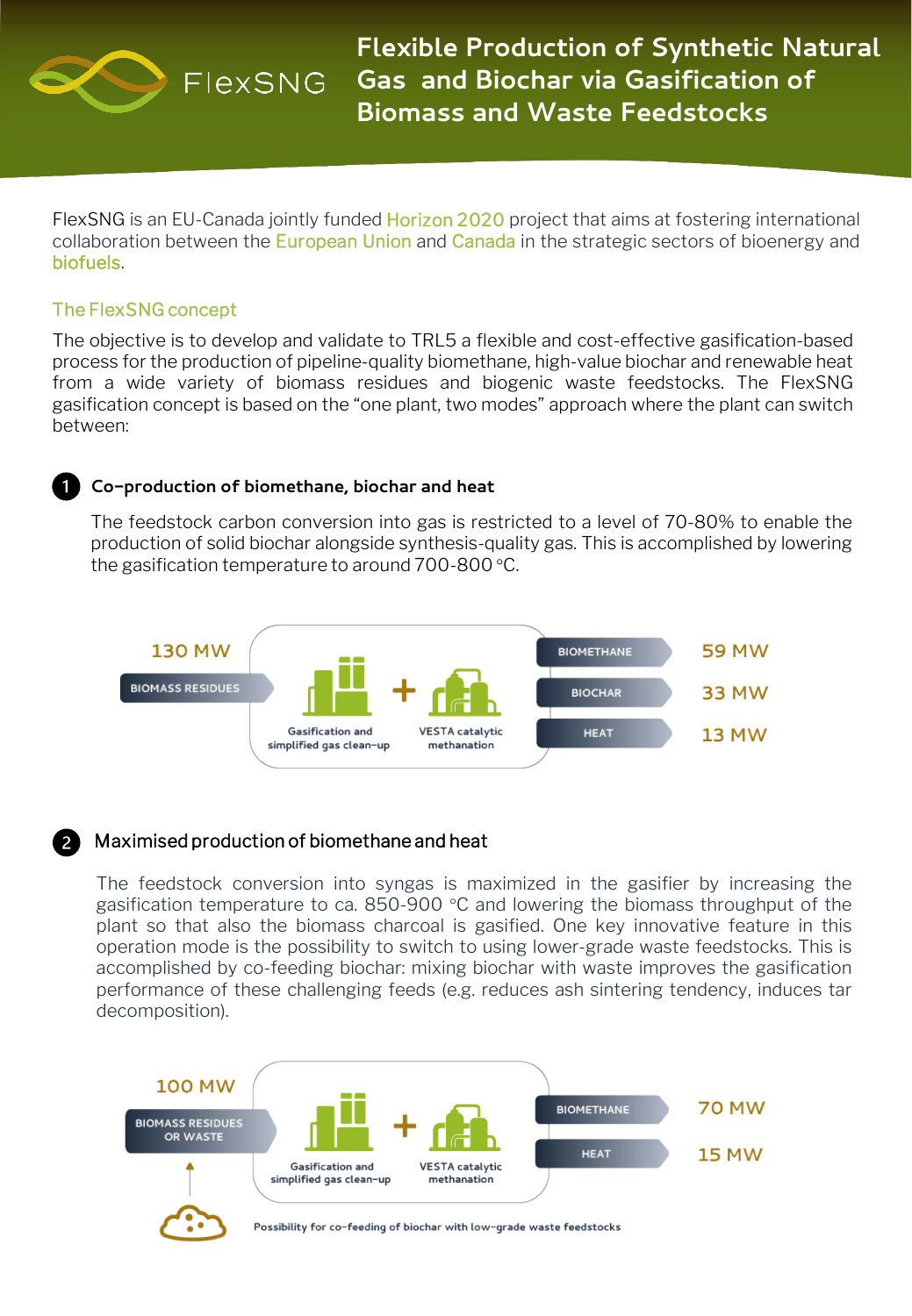# Flexible Production of Synthetic Natural Gas and Biochar via Gasification of Biomass and Waste Feedstocks

FlexSNG

FlexSNG is an EU-Canada jointly funded Horizon 2020 project that aims at fostering international collaboration between the European Union and Canada in the strategic sectors of bioenergy and biofuels.

## The FlexSNG concept

The objective is to develop and validate to TRL5 a flexible and cost-effective gasification-based process for the production of pipeline-quality biomethane, high-value biochar and renewable heat from a wide variety of biomass residues and biogenic waste feedstocks. The FlexSNG gasification concept is based on the "one plant, two modes" approach where the plant can switch between:

### 1 Co-production of biomethane, biochar and heat

The feedstock carbon conversion into gas is restricted to a level of 70-80% to enable the production of solid biochar alongside synthesis-quality gas. This is accomplished by lowering the gasification temperature to around 700-800 °C.

130 MW BIOMASS RESIDUES → Gasification and simplified gas clean-up + VESTA catalytic methanation → BIOMETHANE 59 MW, BIOCHAR 33 MW, HEAT 13 MW

### 2 Maximised production of biomethane and heat

The feedstock conversion into syngas is maximized in the gasifier by increasing the gasification temperature to ca. 850-900 °C and lowering the biomass throughput of the plant so that also the biomass charcoal is gasified. One key innovative feature in this operation mode is the possibility to switch to using lower-grade waste feedstocks. This is accomplished by co-feeding biochar: mixing biochar with waste improves the gasification performance of these challenging feeds (e.g. reduces ash sintering tendency, induces tar decomposition).

100 MW BIOMASS RESIDUES OR WASTE → Gasification and simplified gas clean-up + VESTA catalytic methanation → BIOMETHANE 70 MW, HEAT 15 MW

Possibility for co-feeding of biochar with low-grade waste feedstocks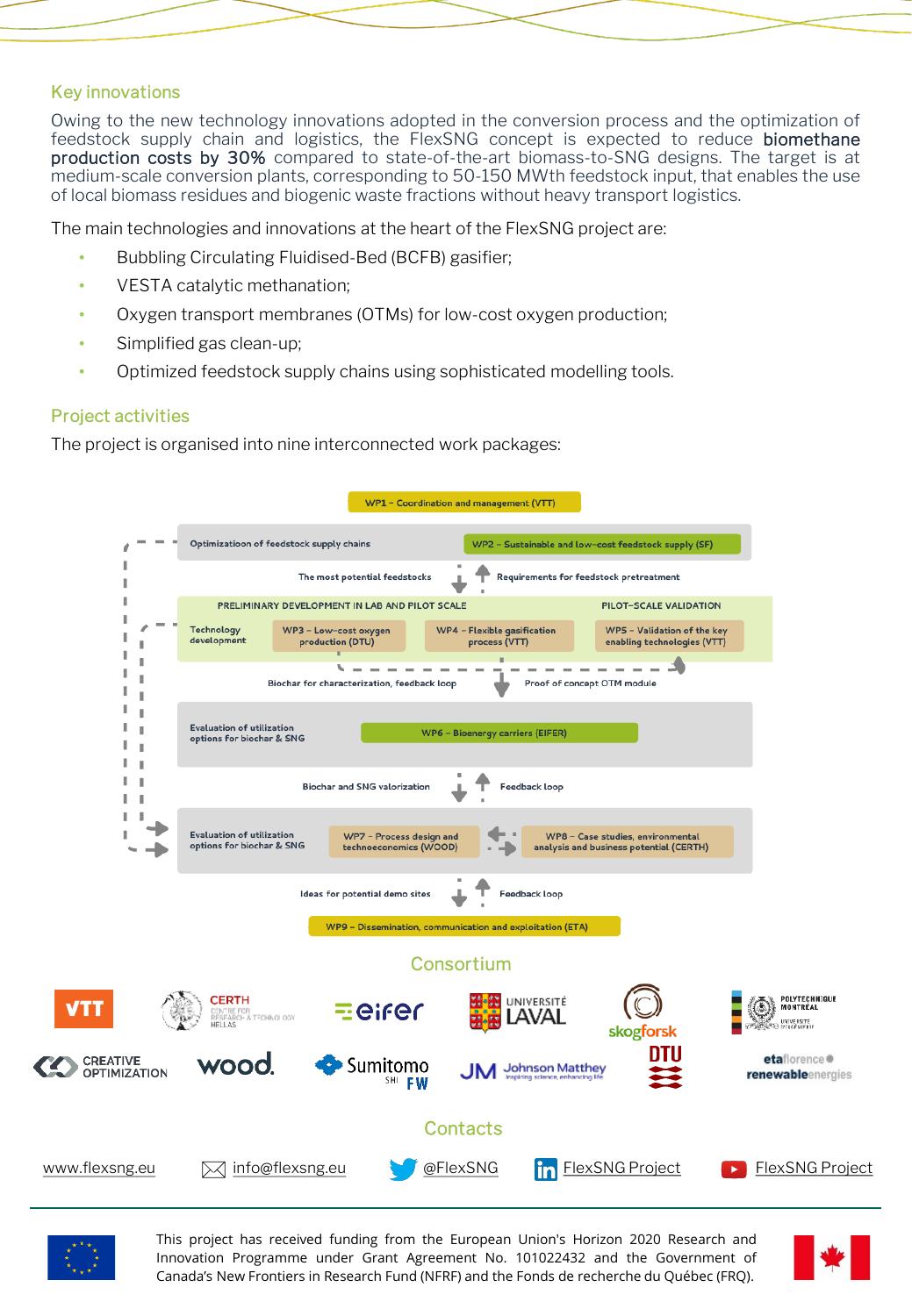## Key innovations

Owing to the new technology innovations adopted in the conversion process and the optimization of feedstock supply chain and logistics, the FlexSNG concept is expected to reduce **biomethane production costs by 30%** compared to state-of-the-art biomass-to-SNG designs. The target is at medium-scale conversion plants, corresponding to 50-150 MWth feedstock input, that enables the use of local biomass residues and biogenic waste fractions without heavy transport logistics.

The main technologies and innovations at the heart of the FlexSNG project are:

- Bubbling Circulating Fluidised-Bed (BCFB) gasifier;
- VESTA catalytic methanation;
- Oxygen transport membranes (OTMs) for low-cost oxygen production;
- Simplified gas clean-up;
- Optimized feedstock supply chains using sophisticated modelling tools.

## Project activities

The project is organised into nine interconnected work packages:

WP1 – Coordination and management (VTT)

Optimizatioon of feedstock supply chains

WP2 – Sustainable and low-cost feedstock supply (SF)

The most potential feedstocks

Requirements for feedstock pretreatment

PRELIMINARY DEVELOPMENT IN LAB AND PILOT SCALE

PILOT-SCALE VALIDATION

Technology development

WP3 – Low-cost oxygen production (DTU)

WP4 – Flexible gasification process (VTT)

WP5 – Validation of the key enabling technologies (VTT)

Biochar for characterization, feedback loop

Proof of concept OTM module

Evaluation of utilization options for biochar & SNG

WP6 – Bioenergy carriers (EIFER)

Biochar and SNG valorization

Feedback loop

Evaluation of utilization options for biochar & SNG

WP7 – Process design and technoeconomics (WOOD)

WP8 – Case studies, environmental analysis and business potential (CERTH)

Ideas for potential demo sites

Feedback loop

WP9 – Dissemination, communication and exploitation (ETA)

## Consortium

VTT, CERTH Centre for Research & Technology Hellas, eifer, Université Laval, skogforsk, Polytechnique Montréal, Creative Optimization, wood, Sumitomo SHI FW, Johnson Matthey, DTU, etaflorence renewableenergies

## Contacts

www.flexsng.eu | info@flexsng.eu | @FlexSNG | FlexSNG Project | FlexSNG Project

This project has received funding from the European Union's Horizon 2020 Research and Innovation Programme under Grant Agreement No. 101022432 and the Government of Canada's New Frontiers in Research Fund (NFRF) and the Fonds de recherche du Québec (FRQ).